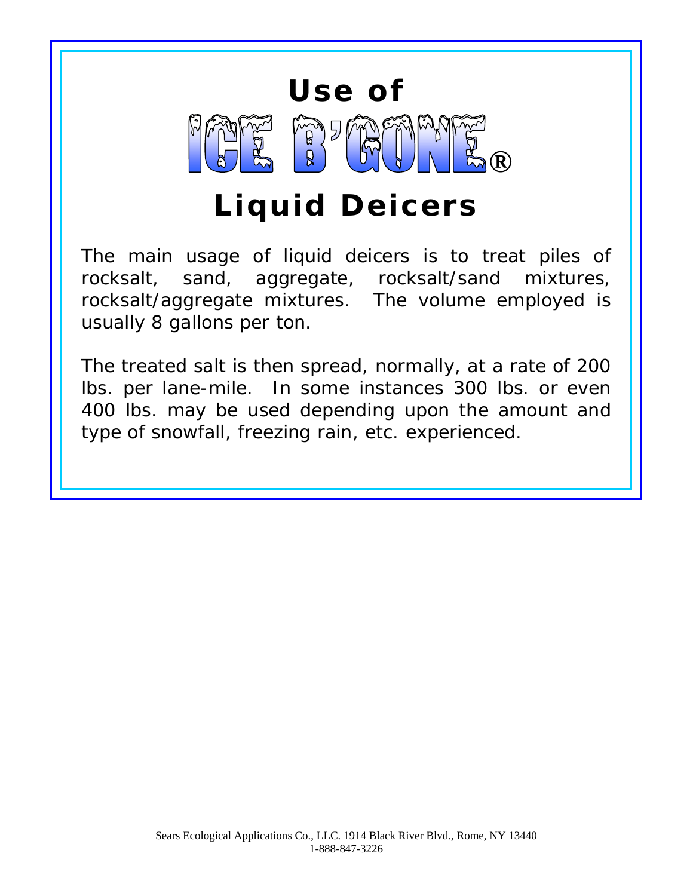# Use of ICE B'GONE® Liquid Deicers

The main usage of liquid deicers is to treat piles of rocksalt, sand, aggregate, rocksalt/sand mixtures, rocksalt/aggregate mixtures. The volume employed is usually 8 gallons per ton.

The treated salt is then spread, normally, at a rate of 200 lbs. per lane-mile. In some instances 300 lbs. or even 400 lbs. may be used depending upon the amount and type of snowfall, freezing rain, etc. experienced.

Sears Ecological Applications Co., LLC. 1914 Black River Blvd., Rome, NY 13440
1-888-847-3226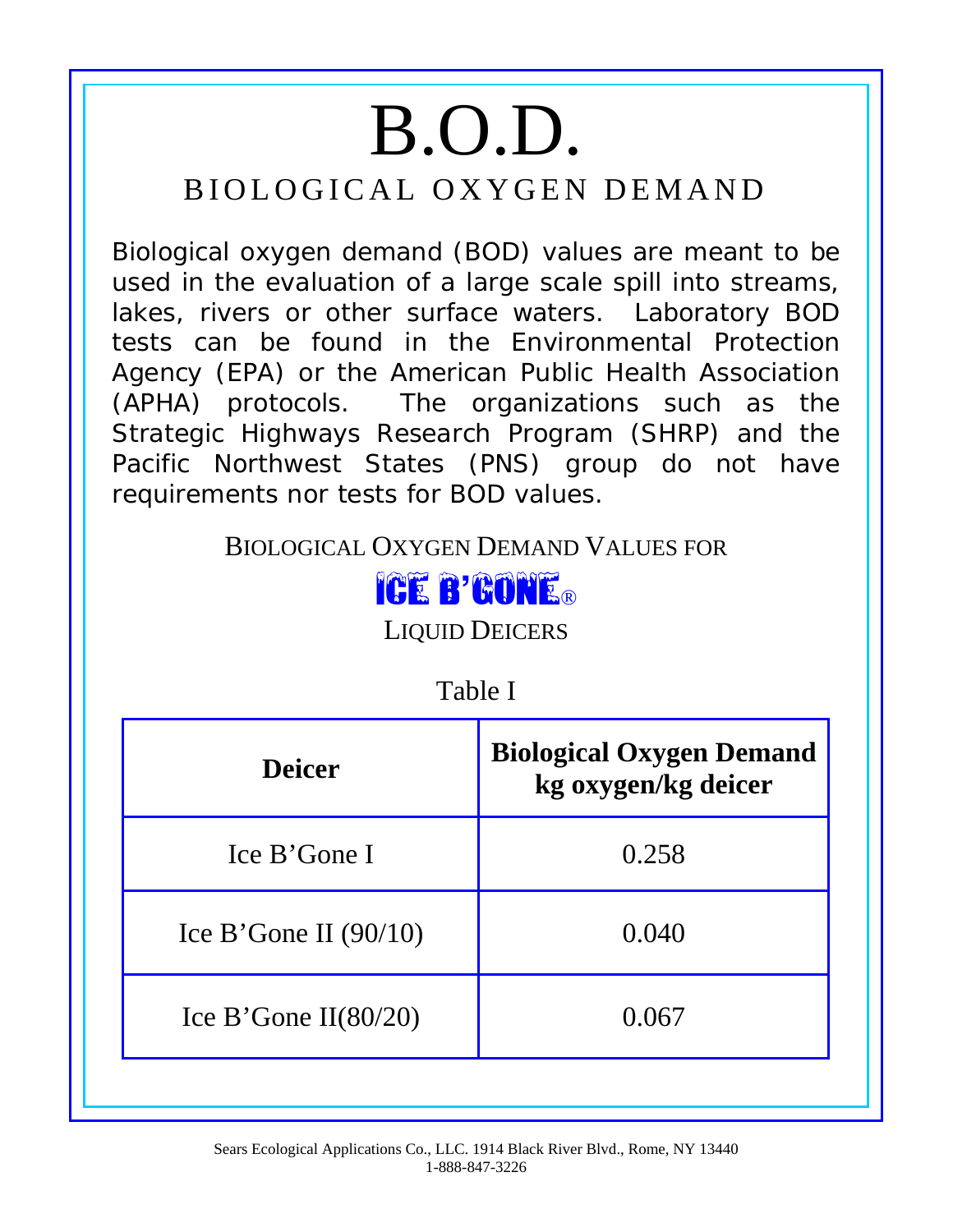# B.O.D.

## BIOLOGICAL OXYGEN DEMAND

Biological oxygen demand (BOD) values are meant to be used in the evaluation of a large scale spill into streams, lakes, rivers or other surface waters. Laboratory BOD tests can be found in the Environmental Protection Agency (EPA) or the American Public Health Association (APHA) protocols. The organizations such as the Strategic Highways Research Program (SHRP) and the Pacific Northwest States (PNS) group do not have requirements nor tests for BOD values.

BIOLOGICAL OXYGEN DEMAND VALUES FOR

ICE B'GONE®

LIQUID DEICERS

Table I

| Deicer | Biological Oxygen Demand kg oxygen/kg deicer |
|---|---|
| Ice B'Gone I | 0.258 |
| Ice B'Gone II (90/10) | 0.040 |
| Ice B'Gone II(80/20) | 0.067 |

Sears Ecological Applications Co., LLC. 1914 Black River Blvd., Rome, NY 13440
1-888-847-3226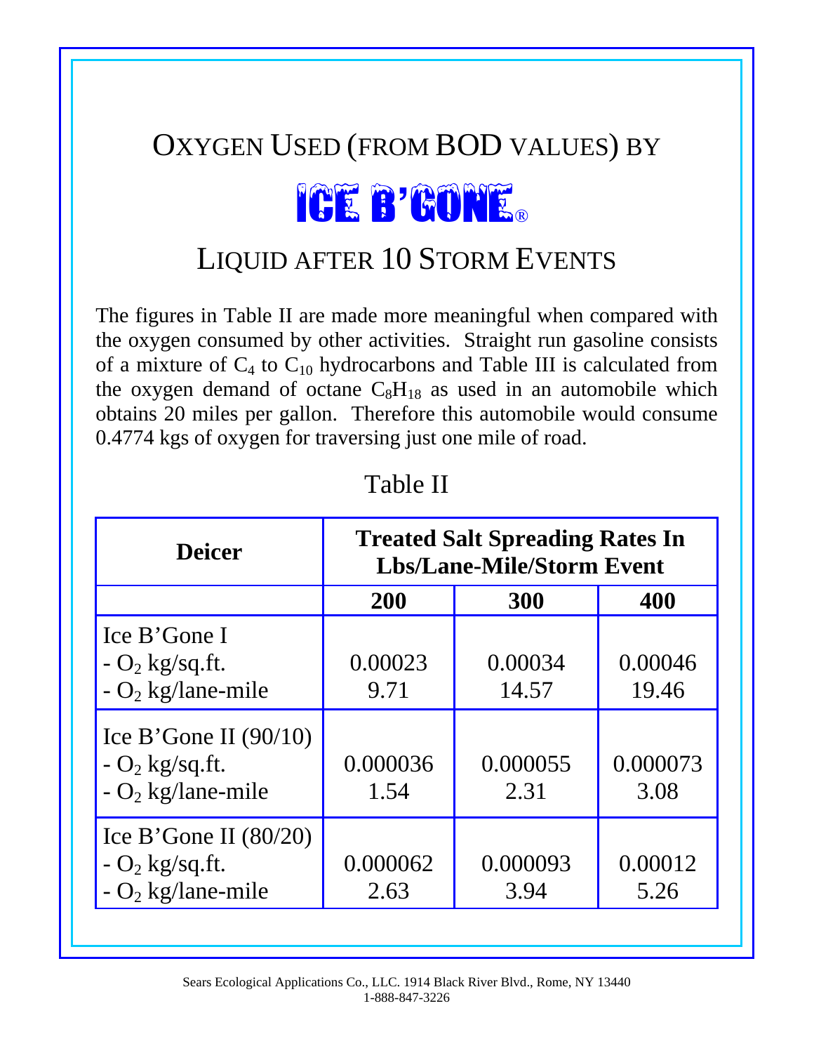# OXYGEN USED (FROM BOD VALUES) BY

# ICE B'GONE®

# LIQUID AFTER 10 STORM EVENTS

The figures in Table II are made more meaningful when compared with the oxygen consumed by other activities. Straight run gasoline consists of a mixture of $C_4$ to $C_{10}$ hydrocarbons and Table III is calculated from the oxygen demand of octane $C_8H_{18}$ as used in an automobile which obtains 20 miles per gallon. Therefore this automobile would consume 0.4774 kgs of oxygen for traversing just one mile of road.

## Table II

| Deicer | Treated Salt Spreading Rates In Lbs/Lane-Mile/Storm Event | | |
|---|---|---|---|
| | **200** | **300** | **400** |
| Ice B'Gone I<br>- $O_2$ kg/sq.ft.<br>- $O_2$ kg/lane-mile | <br>0.00023<br>9.71 | <br>0.00034<br>14.57 | <br>0.00046<br>19.46 |
| Ice B'Gone II (90/10)<br>- $O_2$ kg/sq.ft.<br>- $O_2$ kg/lane-mile | <br>0.000036<br>1.54 | <br>0.000055<br>2.31 | <br>0.000073<br>3.08 |
| Ice B'Gone II (80/20)<br>- $O_2$ kg/sq.ft.<br>- $O_2$ kg/lane-mile | <br>0.000062<br>2.63 | <br>0.000093<br>3.94 | <br>0.00012<br>5.26 |

Sears Ecological Applications Co., LLC. 1914 Black River Blvd., Rome, NY 13440
1-888-847-3226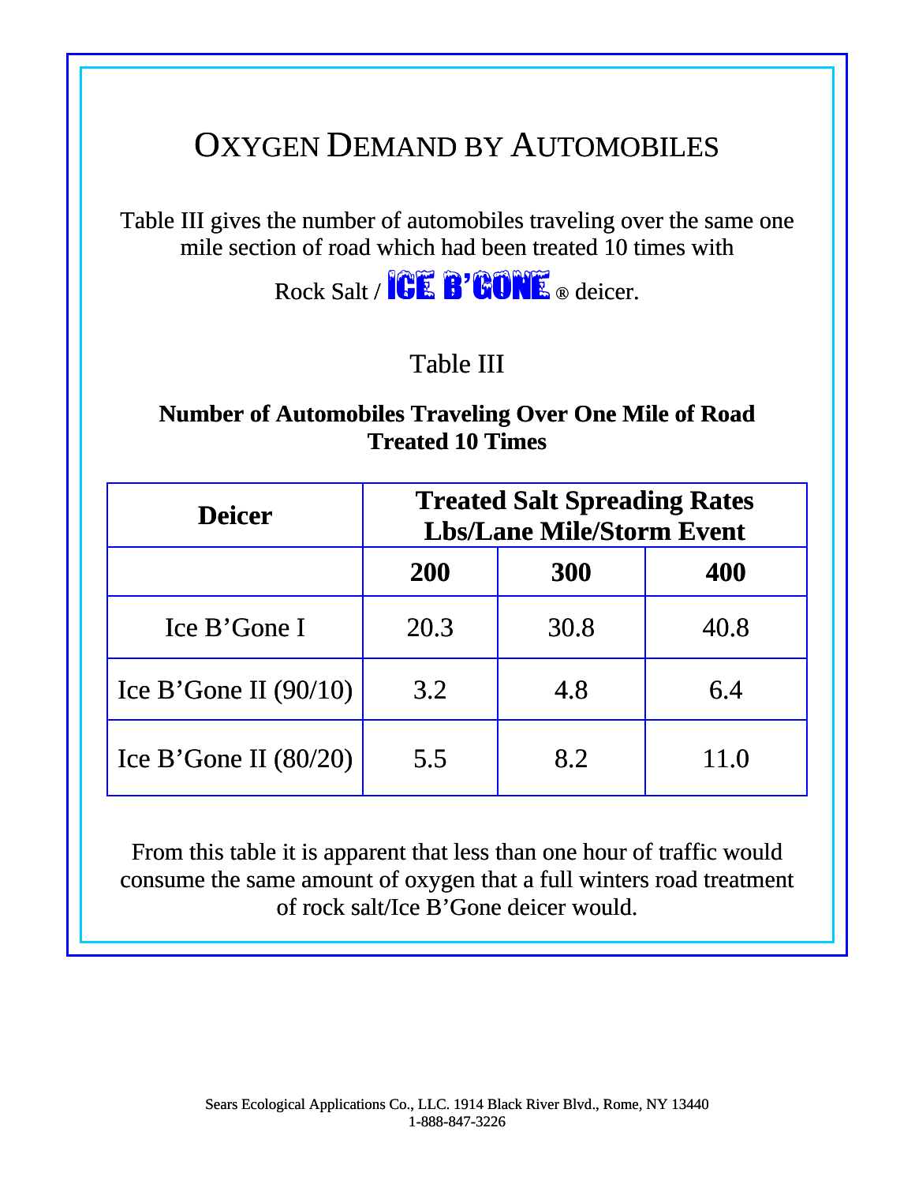# OXYGEN DEMAND BY AUTOMOBILES

Table III gives the number of automobiles traveling over the same one mile section of road which had been treated 10 times with

Rock Salt / ICE B'GONE ® deicer.

Table III

**Number of Automobiles Traveling Over One Mile of Road Treated 10 Times**

| Deicer | Treated Salt Spreading Rates Lbs/Lane Mile/Storm Event | | |
|---|---|---|---|
| | **200** | **300** | **400** |
| Ice B'Gone I | 20.3 | 30.8 | 40.8 |
| Ice B'Gone II (90/10) | 3.2 | 4.8 | 6.4 |
| Ice B'Gone II (80/20) | 5.5 | 8.2 | 11.0 |

From this table it is apparent that less than one hour of traffic would consume the same amount of oxygen that a full winters road treatment of rock salt/Ice B'Gone deicer would.

Sears Ecological Applications Co., LLC. 1914 Black River Blvd., Rome, NY 13440
1-888-847-3226